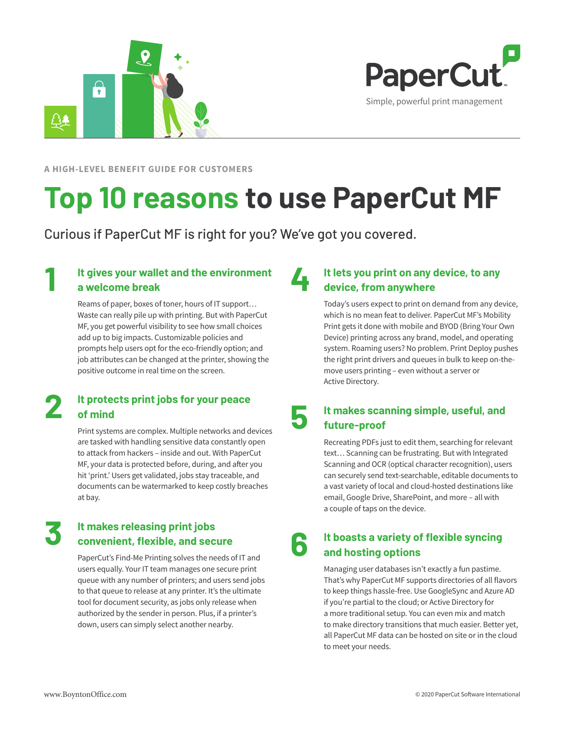PaperCut

Simple, powerful print management

A HIGH-LEVEL BENEFIT GUIDE FOR CUSTOMERS

# Top 10 reasons to use PaperCut MF

Curious if PaperCut MF is right for you? We've got you covered.

## 1 It gives your wallet and the environment a welcome break

Reams of paper, boxes of toner, hours of IT support… Waste can really pile up with printing. But with PaperCut MF, you get powerful visibility to see how small choices add up to big impacts. Customizable policies and prompts help users opt for the eco-friendly option; and job attributes can be changed at the printer, showing the positive outcome in real time on the screen.

## 2 It protects print jobs for your peace of mind

Print systems are complex. Multiple networks and devices are tasked with handling sensitive data constantly open to attack from hackers – inside and out. With PaperCut MF, your data is protected before, during, and after you hit 'print.' Users get validated, jobs stay traceable, and documents can be watermarked to keep costly breaches at bay.

## 3 It makes releasing print jobs convenient, flexible, and secure

PaperCut's Find-Me Printing solves the needs of IT and users equally. Your IT team manages one secure print queue with any number of printers; and users send jobs to that queue to release at any printer. It's the ultimate tool for document security, as jobs only release when authorized by the sender in person. Plus, if a printer's down, users can simply select another nearby.

## 4 It lets you print on any device, to any device, from anywhere

Today's users expect to print on demand from any device, which is no mean feat to deliver. PaperCut MF's Mobility Print gets it done with mobile and BYOD (Bring Your Own Device) printing across any brand, model, and operating system. Roaming users? No problem. Print Deploy pushes the right print drivers and queues in bulk to keep on-the-move users printing – even without a server or Active Directory.

## 5 It makes scanning simple, useful, and future-proof

Recreating PDFs just to edit them, searching for relevant text… Scanning can be frustrating. But with Integrated Scanning and OCR (optical character recognition), users can securely send text-searchable, editable documents to a vast variety of local and cloud-hosted destinations like email, Google Drive, SharePoint, and more – all with a couple of taps on the device.

## 6 It boasts a variety of flexible syncing and hosting options

Managing user databases isn't exactly a fun pastime. That's why PaperCut MF supports directories of all flavors to keep things hassle-free. Use GoogleSync and Azure AD if you're partial to the cloud; or Active Directory for a more traditional setup. You can even mix and match to make directory transitions that much easier. Better yet, all PaperCut MF data can be hosted on site or in the cloud to meet your needs.

www.BoyntonOffice.com

© 2020 PaperCut Software International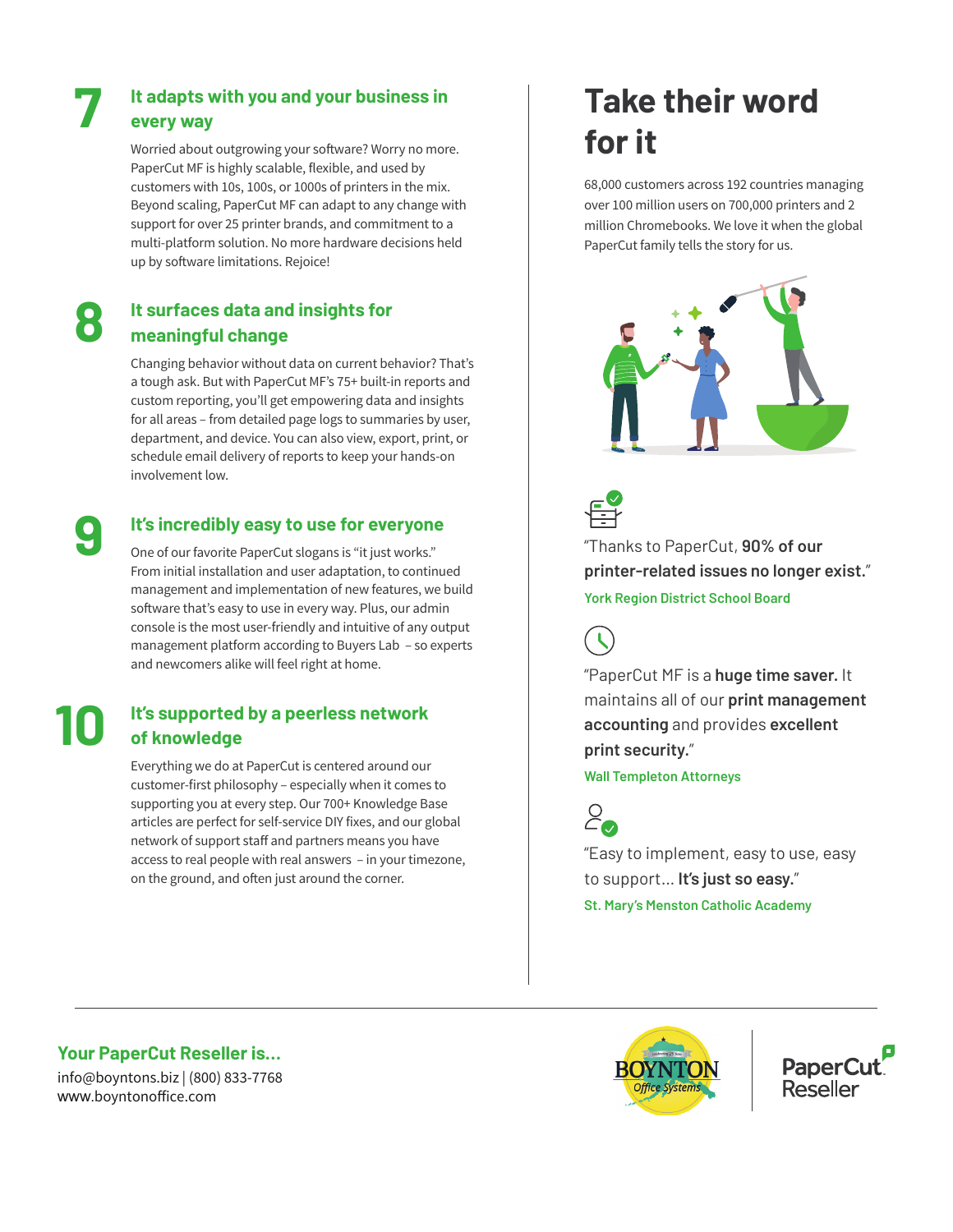## 7 It adapts with you and your business in every way

Worried about outgrowing your software? Worry no more. PaperCut MF is highly scalable, flexible, and used by customers with 10s, 100s, or 1000s of printers in the mix. Beyond scaling, PaperCut MF can adapt to any change with support for over 25 printer brands, and commitment to a multi-platform solution. No more hardware decisions held up by software limitations. Rejoice!

## 8 It surfaces data and insights for meaningful change

Changing behavior without data on current behavior? That's a tough ask. But with PaperCut MF's 75+ built-in reports and custom reporting, you'll get empowering data and insights for all areas – from detailed page logs to summaries by user, department, and device. You can also view, export, print, or schedule email delivery of reports to keep your hands-on involvement low.

## 9 It's incredibly easy to use for everyone

One of our favorite PaperCut slogans is "it just works." From initial installation and user adaptation, to continued management and implementation of new features, we build software that's easy to use in every way. Plus, our admin console is the most user-friendly and intuitive of any output management platform according to Buyers Lab – so experts and newcomers alike will feel right at home.

## 10 It's supported by a peerless network of knowledge

Everything we do at PaperCut is centered around our customer-first philosophy – especially when it comes to supporting you at every step. Our 700+ Knowledge Base articles are perfect for self-service DIY fixes, and our global network of support staff and partners means you have access to real people with real answers – in your timezone, on the ground, and often just around the corner.

# Take their word for it

68,000 customers across 192 countries managing over 100 million users on 700,000 printers and 2 million Chromebooks. We love it when the global PaperCut family tells the story for us.

"Thanks to PaperCut, **90% of our printer-related issues no longer exist.**"

York Region District School Board

"PaperCut MF is a **huge time saver.** It maintains all of our **print management accounting** and provides **excellent print security.**"

Wall Templeton Attorneys

"Easy to implement, easy to use, easy to support... **It's just so easy.**"

St. Mary's Menston Catholic Academy

---

**Your PaperCut Reseller is...**

info@boyntons.biz | (800) 833-7768
www.boyntonoffice.com

BOYNTON Office Systems

PaperCut Reseller